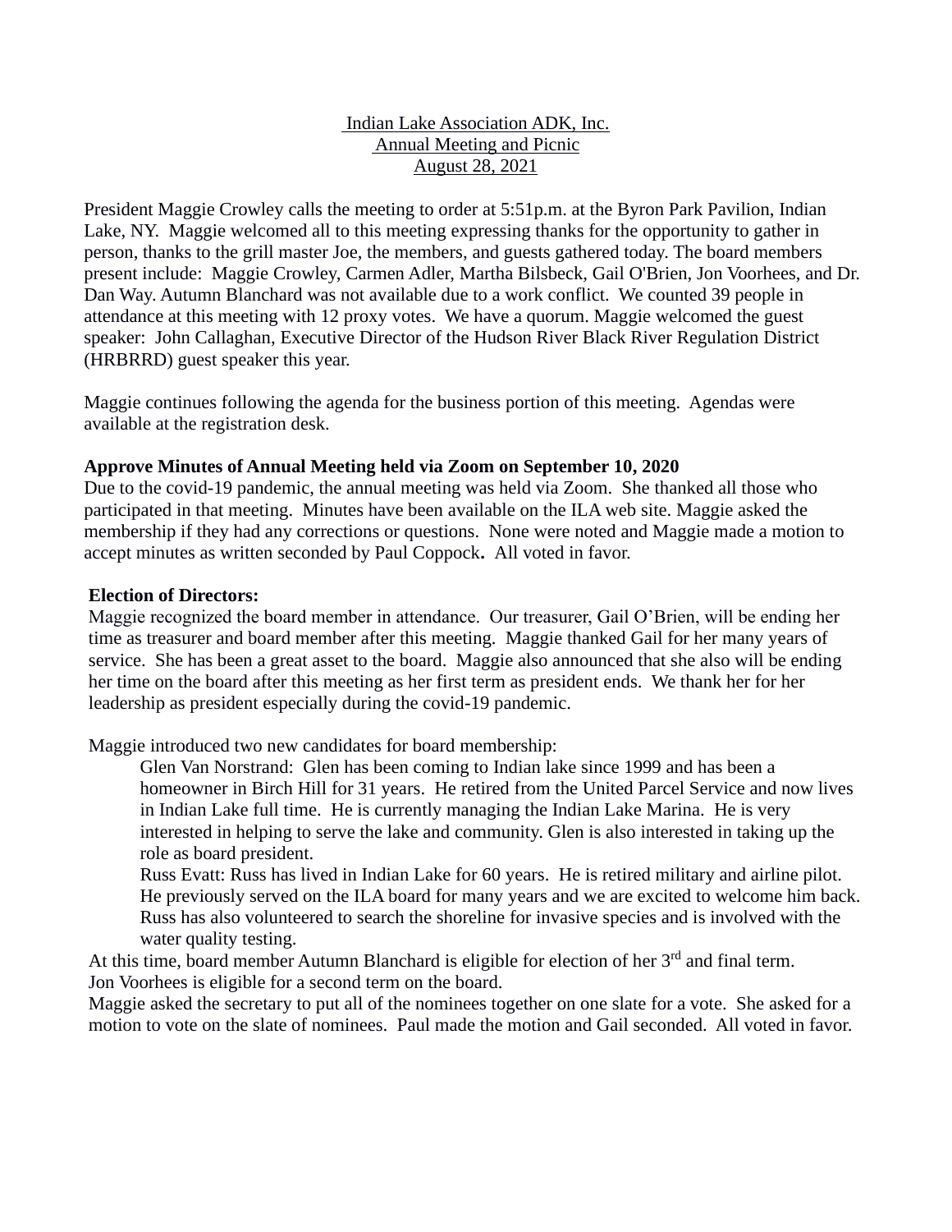Indian Lake Association ADK, Inc.
Annual Meeting and Picnic
August 28, 2021

President Maggie Crowley calls the meeting to order at 5:51p.m. at the Byron Park Pavilion, Indian Lake, NY. Maggie welcomed all to this meeting expressing thanks for the opportunity to gather in person, thanks to the grill master Joe, the members, and guests gathered today. The board members present include: Maggie Crowley, Carmen Adler, Martha Bilsbeck, Gail O'Brien, Jon Voorhees, and Dr. Dan Way. Autumn Blanchard was not available due to a work conflict. We counted 39 people in attendance at this meeting with 12 proxy votes. We have a quorum. Maggie welcomed the guest speaker: John Callaghan, Executive Director of the Hudson River Black River Regulation District (HRBRRD) guest speaker this year.

Maggie continues following the agenda for the business portion of this meeting. Agendas were available at the registration desk.

**Approve Minutes of Annual Meeting held via Zoom on September 10, 2020**

Due to the covid-19 pandemic, the annual meeting was held via Zoom. She thanked all those who participated in that meeting. Minutes have been available on the ILA web site. Maggie asked the membership if they had any corrections or questions. None were noted and Maggie made a motion to accept minutes as written seconded by Paul Coppock**.** All voted in favor.

**Election of Directors:**

Maggie recognized the board member in attendance. Our treasurer, Gail O'Brien, will be ending her time as treasurer and board member after this meeting. Maggie thanked Gail for her many years of service. She has been a great asset to the board. Maggie also announced that she also will be ending her time on the board after this meeting as her first term as president ends. We thank her for her leadership as president especially during the covid-19 pandemic.

Maggie introduced two new candidates for board membership:

Glen Van Norstrand: Glen has been coming to Indian lake since 1999 and has been a homeowner in Birch Hill for 31 years. He retired from the United Parcel Service and now lives in Indian Lake full time. He is currently managing the Indian Lake Marina. He is very interested in helping to serve the lake and community. Glen is also interested in taking up the role as board president.

Russ Evatt: Russ has lived in Indian Lake for 60 years. He is retired military and airline pilot. He previously served on the ILA board for many years and we are excited to welcome him back. Russ has also volunteered to search the shoreline for invasive species and is involved with the water quality testing.

At this time, board member Autumn Blanchard is eligible for election of her 3rd and final term.
Jon Voorhees is eligible for a second term on the board.
Maggie asked the secretary to put all of the nominees together on one slate for a vote. She asked for a motion to vote on the slate of nominees. Paul made the motion and Gail seconded. All voted in favor.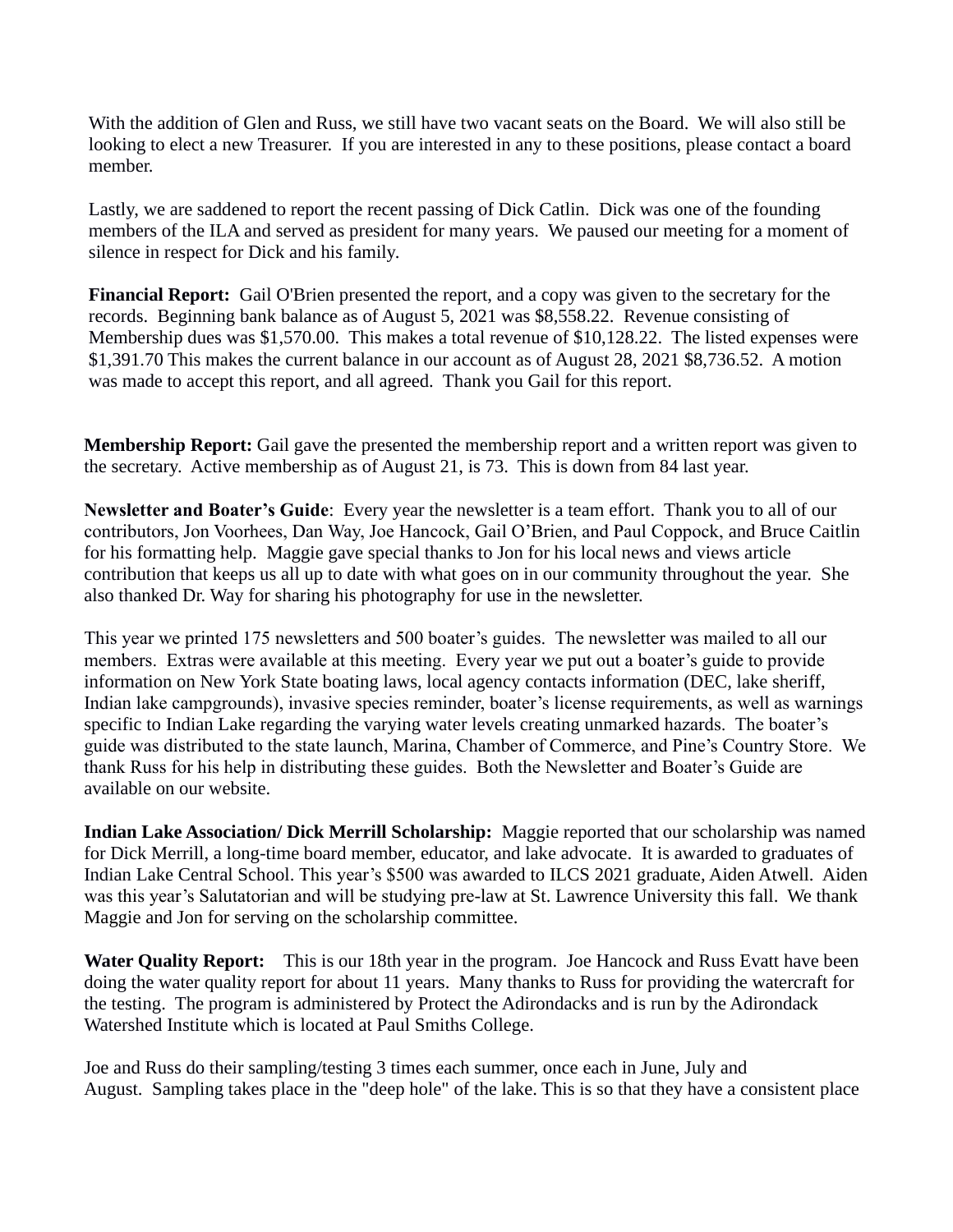With the addition of Glen and Russ, we still have two vacant seats on the Board. We will also still be looking to elect a new Treasurer. If you are interested in any to these positions, please contact a board member.

Lastly, we are saddened to report the recent passing of Dick Catlin. Dick was one of the founding members of the ILA and served as president for many years. We paused our meeting for a moment of silence in respect for Dick and his family.

**Financial Report:** Gail O'Brien presented the report, and a copy was given to the secretary for the records. Beginning bank balance as of August 5, 2021 was $8,558.22. Revenue consisting of Membership dues was $1,570.00. This makes a total revenue of $10,128.22. The listed expenses were $1,391.70 This makes the current balance in our account as of August 28, 2021 $8,736.52. A motion was made to accept this report, and all agreed. Thank you Gail for this report.

**Membership Report:** Gail gave the presented the membership report and a written report was given to the secretary. Active membership as of August 21, is 73. This is down from 84 last year.

**Newsletter and Boater's Guide**: Every year the newsletter is a team effort. Thank you to all of our contributors, Jon Voorhees, Dan Way, Joe Hancock, Gail O'Brien, and Paul Coppock, and Bruce Caitlin for his formatting help. Maggie gave special thanks to Jon for his local news and views article contribution that keeps us all up to date with what goes on in our community throughout the year. She also thanked Dr. Way for sharing his photography for use in the newsletter.

This year we printed 175 newsletters and 500 boater's guides. The newsletter was mailed to all our members. Extras were available at this meeting. Every year we put out a boater's guide to provide information on New York State boating laws, local agency contacts information (DEC, lake sheriff, Indian lake campgrounds), invasive species reminder, boater's license requirements, as well as warnings specific to Indian Lake regarding the varying water levels creating unmarked hazards. The boater's guide was distributed to the state launch, Marina, Chamber of Commerce, and Pine's Country Store. We thank Russ for his help in distributing these guides. Both the Newsletter and Boater's Guide are available on our website.

**Indian Lake Association/ Dick Merrill Scholarship:** Maggie reported that our scholarship was named for Dick Merrill, a long-time board member, educator, and lake advocate. It is awarded to graduates of Indian Lake Central School. This year's $500 was awarded to ILCS 2021 graduate, Aiden Atwell. Aiden was this year's Salutatorian and will be studying pre-law at St. Lawrence University this fall. We thank Maggie and Jon for serving on the scholarship committee.

**Water Quality Report:** This is our 18th year in the program. Joe Hancock and Russ Evatt have been doing the water quality report for about 11 years. Many thanks to Russ for providing the watercraft for the testing. The program is administered by Protect the Adirondacks and is run by the Adirondack Watershed Institute which is located at Paul Smiths College.

Joe and Russ do their sampling/testing 3 times each summer, once each in June, July and August. Sampling takes place in the "deep hole" of the lake. This is so that they have a consistent place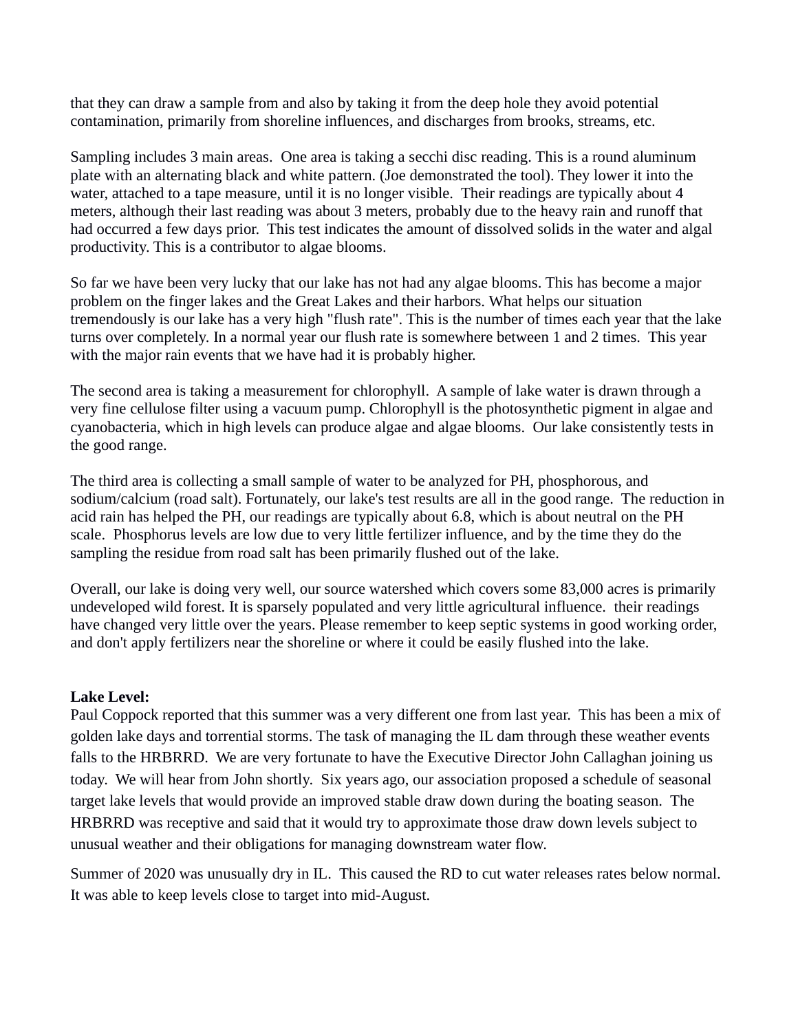that they can draw a sample from and also by taking it from the deep hole they avoid potential contamination, primarily from shoreline influences, and discharges from brooks, streams, etc.

Sampling includes 3 main areas. One area is taking a secchi disc reading. This is a round aluminum plate with an alternating black and white pattern. (Joe demonstrated the tool). They lower it into the water, attached to a tape measure, until it is no longer visible. Their readings are typically about 4 meters, although their last reading was about 3 meters, probably due to the heavy rain and runoff that had occurred a few days prior. This test indicates the amount of dissolved solids in the water and algal productivity. This is a contributor to algae blooms.

So far we have been very lucky that our lake has not had any algae blooms. This has become a major problem on the finger lakes and the Great Lakes and their harbors. What helps our situation tremendously is our lake has a very high "flush rate". This is the number of times each year that the lake turns over completely. In a normal year our flush rate is somewhere between 1 and 2 times. This year with the major rain events that we have had it is probably higher.

The second area is taking a measurement for chlorophyll. A sample of lake water is drawn through a very fine cellulose filter using a vacuum pump. Chlorophyll is the photosynthetic pigment in algae and cyanobacteria, which in high levels can produce algae and algae blooms. Our lake consistently tests in the good range.

The third area is collecting a small sample of water to be analyzed for PH, phosphorous, and sodium/calcium (road salt). Fortunately, our lake's test results are all in the good range. The reduction in acid rain has helped the PH, our readings are typically about 6.8, which is about neutral on the PH scale. Phosphorus levels are low due to very little fertilizer influence, and by the time they do the sampling the residue from road salt has been primarily flushed out of the lake.

Overall, our lake is doing very well, our source watershed which covers some 83,000 acres is primarily undeveloped wild forest. It is sparsely populated and very little agricultural influence. their readings have changed very little over the years. Please remember to keep septic systems in good working order, and don't apply fertilizers near the shoreline or where it could be easily flushed into the lake.

**Lake Level:**
Paul Coppock reported that this summer was a very different one from last year. This has been a mix of golden lake days and torrential storms. The task of managing the IL dam through these weather events falls to the HRBRRD. We are very fortunate to have the Executive Director John Callaghan joining us today. We will hear from John shortly. Six years ago, our association proposed a schedule of seasonal target lake levels that would provide an improved stable draw down during the boating season. The HRBRRD was receptive and said that it would try to approximate those draw down levels subject to unusual weather and their obligations for managing downstream water flow.

Summer of 2020 was unusually dry in IL. This caused the RD to cut water releases rates below normal. It was able to keep levels close to target into mid-August.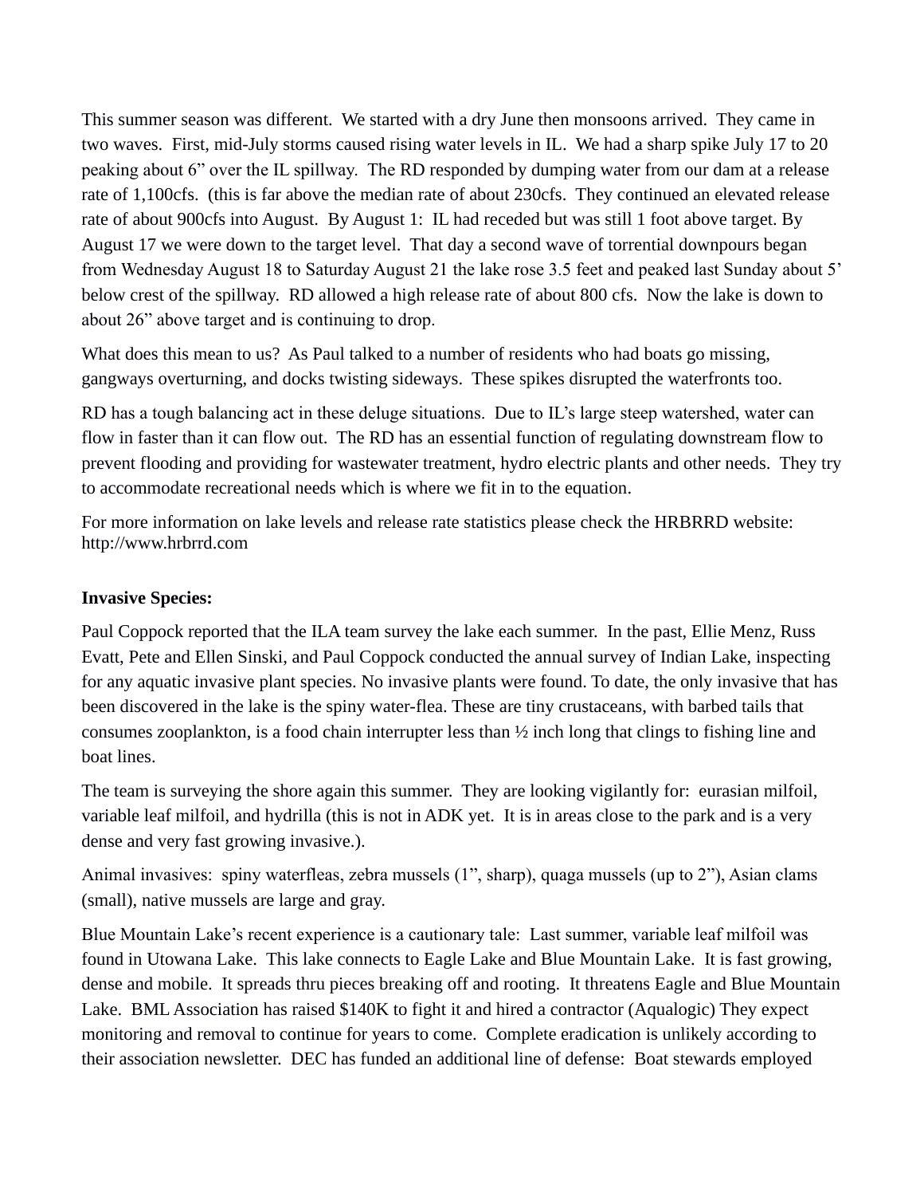This summer season was different. We started with a dry June then monsoons arrived. They came in two waves. First, mid-July storms caused rising water levels in IL. We had a sharp spike July 17 to 20 peaking about 6" over the IL spillway. The RD responded by dumping water from our dam at a release rate of 1,100cfs. (this is far above the median rate of about 230cfs. They continued an elevated release rate of about 900cfs into August. By August 1: IL had receded but was still 1 foot above target. By August 17 we were down to the target level. That day a second wave of torrential downpours began from Wednesday August 18 to Saturday August 21 the lake rose 3.5 feet and peaked last Sunday about 5' below crest of the spillway. RD allowed a high release rate of about 800 cfs. Now the lake is down to about 26" above target and is continuing to drop.

What does this mean to us? As Paul talked to a number of residents who had boats go missing, gangways overturning, and docks twisting sideways. These spikes disrupted the waterfronts too.

RD has a tough balancing act in these deluge situations. Due to IL's large steep watershed, water can flow in faster than it can flow out. The RD has an essential function of regulating downstream flow to prevent flooding and providing for wastewater treatment, hydro electric plants and other needs. They try to accommodate recreational needs which is where we fit in to the equation.

For more information on lake levels and release rate statistics please check the HRBRRD website: http://www.hrbrrd.com

**Invasive Species:**

Paul Coppock reported that the ILA team survey the lake each summer. In the past, Ellie Menz, Russ Evatt, Pete and Ellen Sinski, and Paul Coppock conducted the annual survey of Indian Lake, inspecting for any aquatic invasive plant species. No invasive plants were found. To date, the only invasive that has been discovered in the lake is the spiny water-flea. These are tiny crustaceans, with barbed tails that consumes zooplankton, is a food chain interrupter less than ½ inch long that clings to fishing line and boat lines.

The team is surveying the shore again this summer. They are looking vigilantly for: eurasian milfoil, variable leaf milfoil, and hydrilla (this is not in ADK yet. It is in areas close to the park and is a very dense and very fast growing invasive.).

Animal invasives: spiny waterfleas, zebra mussels (1", sharp), quaga mussels (up to 2"), Asian clams (small), native mussels are large and gray.

Blue Mountain Lake's recent experience is a cautionary tale: Last summer, variable leaf milfoil was found in Utowana Lake. This lake connects to Eagle Lake and Blue Mountain Lake. It is fast growing, dense and mobile. It spreads thru pieces breaking off and rooting. It threatens Eagle and Blue Mountain Lake. BML Association has raised $140K to fight it and hired a contractor (Aqualogic) They expect monitoring and removal to continue for years to come. Complete eradication is unlikely according to their association newsletter. DEC has funded an additional line of defense: Boat stewards employed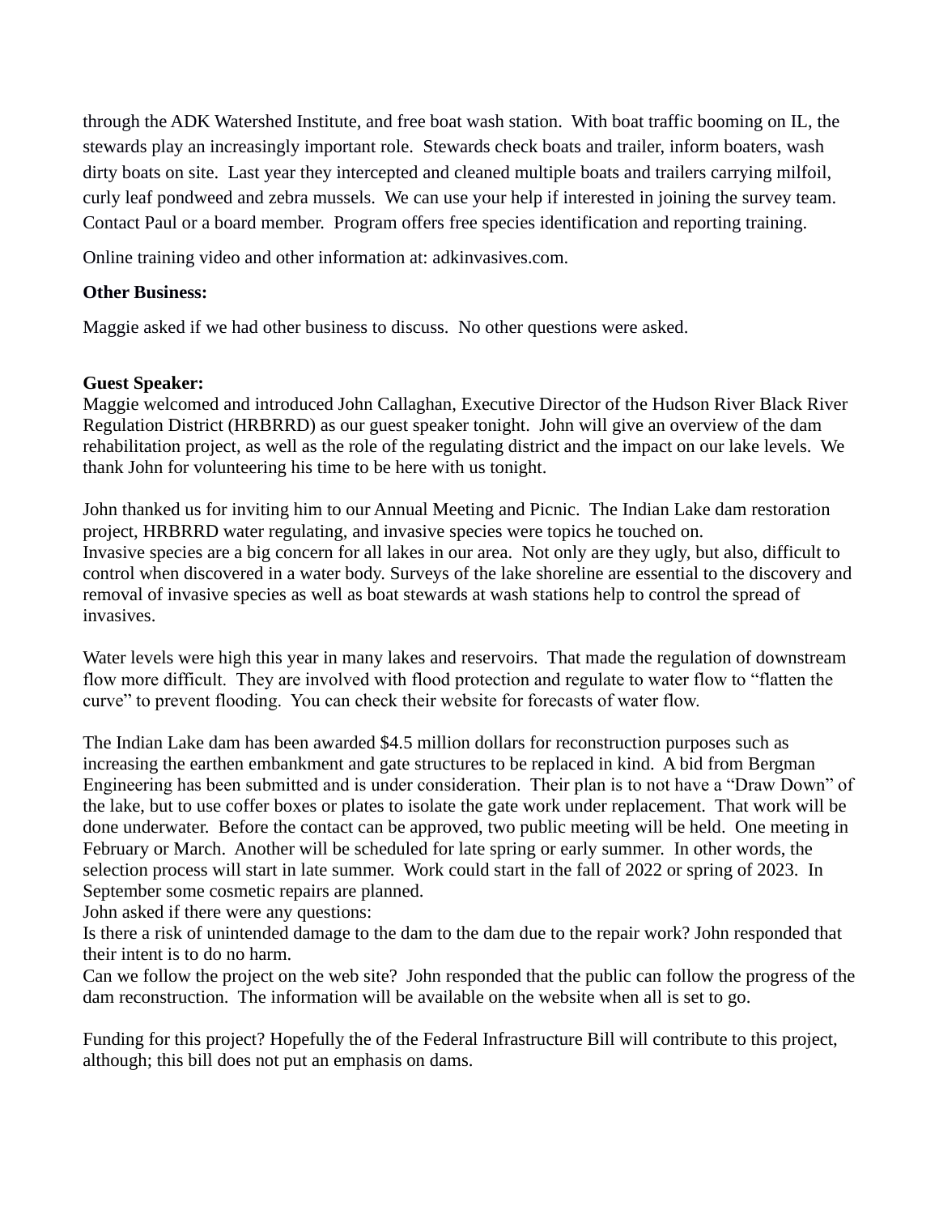through the ADK Watershed Institute, and free boat wash station. With boat traffic booming on IL, the stewards play an increasingly important role. Stewards check boats and trailer, inform boaters, wash dirty boats on site. Last year they intercepted and cleaned multiple boats and trailers carrying milfoil, curly leaf pondweed and zebra mussels. We can use your help if interested in joining the survey team. Contact Paul or a board member. Program offers free species identification and reporting training.

Online training video and other information at: adkinvasives.com.

**Other Business:**

Maggie asked if we had other business to discuss. No other questions were asked.

**Guest Speaker:**
Maggie welcomed and introduced John Callaghan, Executive Director of the Hudson River Black River Regulation District (HRBRRD) as our guest speaker tonight. John will give an overview of the dam rehabilitation project, as well as the role of the regulating district and the impact on our lake levels. We thank John for volunteering his time to be here with us tonight.

John thanked us for inviting him to our Annual Meeting and Picnic. The Indian Lake dam restoration project, HRBRRD water regulating, and invasive species were topics he touched on.
Invasive species are a big concern for all lakes in our area. Not only are they ugly, but also, difficult to control when discovered in a water body. Surveys of the lake shoreline are essential to the discovery and removal of invasive species as well as boat stewards at wash stations help to control the spread of invasives.

Water levels were high this year in many lakes and reservoirs. That made the regulation of downstream flow more difficult. They are involved with flood protection and regulate to water flow to "flatten the curve" to prevent flooding. You can check their website for forecasts of water flow.

The Indian Lake dam has been awarded $4.5 million dollars for reconstruction purposes such as increasing the earthen embankment and gate structures to be replaced in kind. A bid from Bergman Engineering has been submitted and is under consideration. Their plan is to not have a "Draw Down" of the lake, but to use coffer boxes or plates to isolate the gate work under replacement. That work will be done underwater. Before the contact can be approved, two public meeting will be held. One meeting in February or March. Another will be scheduled for late spring or early summer. In other words, the selection process will start in late summer. Work could start in the fall of 2022 or spring of 2023. In September some cosmetic repairs are planned.
John asked if there were any questions:
Is there a risk of unintended damage to the dam to the dam due to the repair work? John responded that their intent is to do no harm.
Can we follow the project on the web site? John responded that the public can follow the progress of the dam reconstruction. The information will be available on the website when all is set to go.

Funding for this project? Hopefully the of the Federal Infrastructure Bill will contribute to this project, although; this bill does not put an emphasis on dams.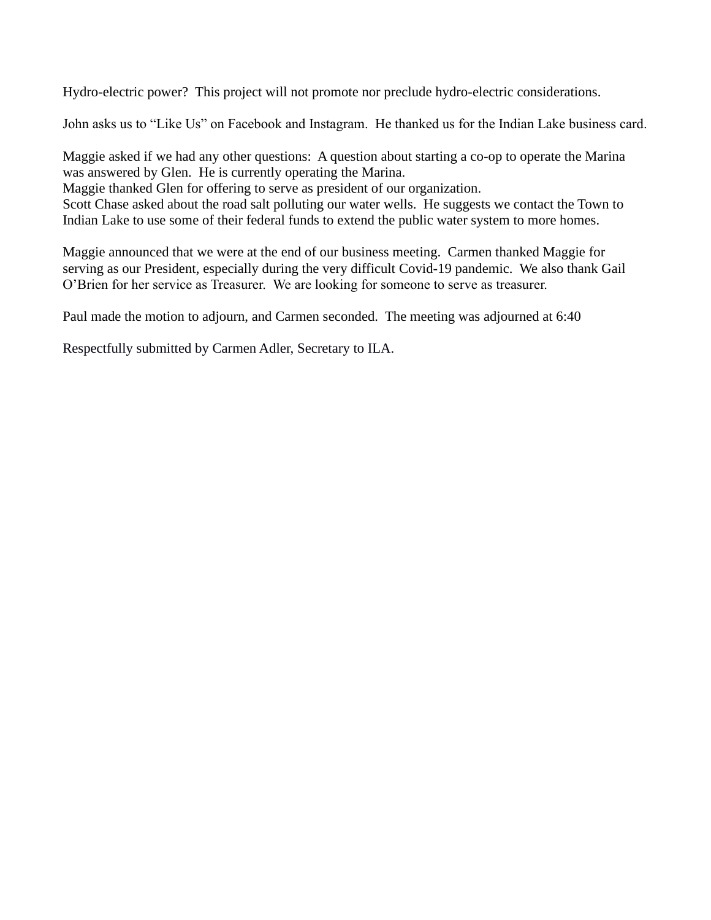Hydro-electric power? This project will not promote nor preclude hydro-electric considerations.

John asks us to "Like Us" on Facebook and Instagram. He thanked us for the Indian Lake business card.

Maggie asked if we had any other questions: A question about starting a co-op to operate the Marina was answered by Glen. He is currently operating the Marina.
Maggie thanked Glen for offering to serve as president of our organization.
Scott Chase asked about the road salt polluting our water wells. He suggests we contact the Town to Indian Lake to use some of their federal funds to extend the public water system to more homes.

Maggie announced that we were at the end of our business meeting. Carmen thanked Maggie for serving as our President, especially during the very difficult Covid-19 pandemic. We also thank Gail O'Brien for her service as Treasurer. We are looking for someone to serve as treasurer.

Paul made the motion to adjourn, and Carmen seconded. The meeting was adjourned at 6:40

Respectfully submitted by Carmen Adler, Secretary to ILA.